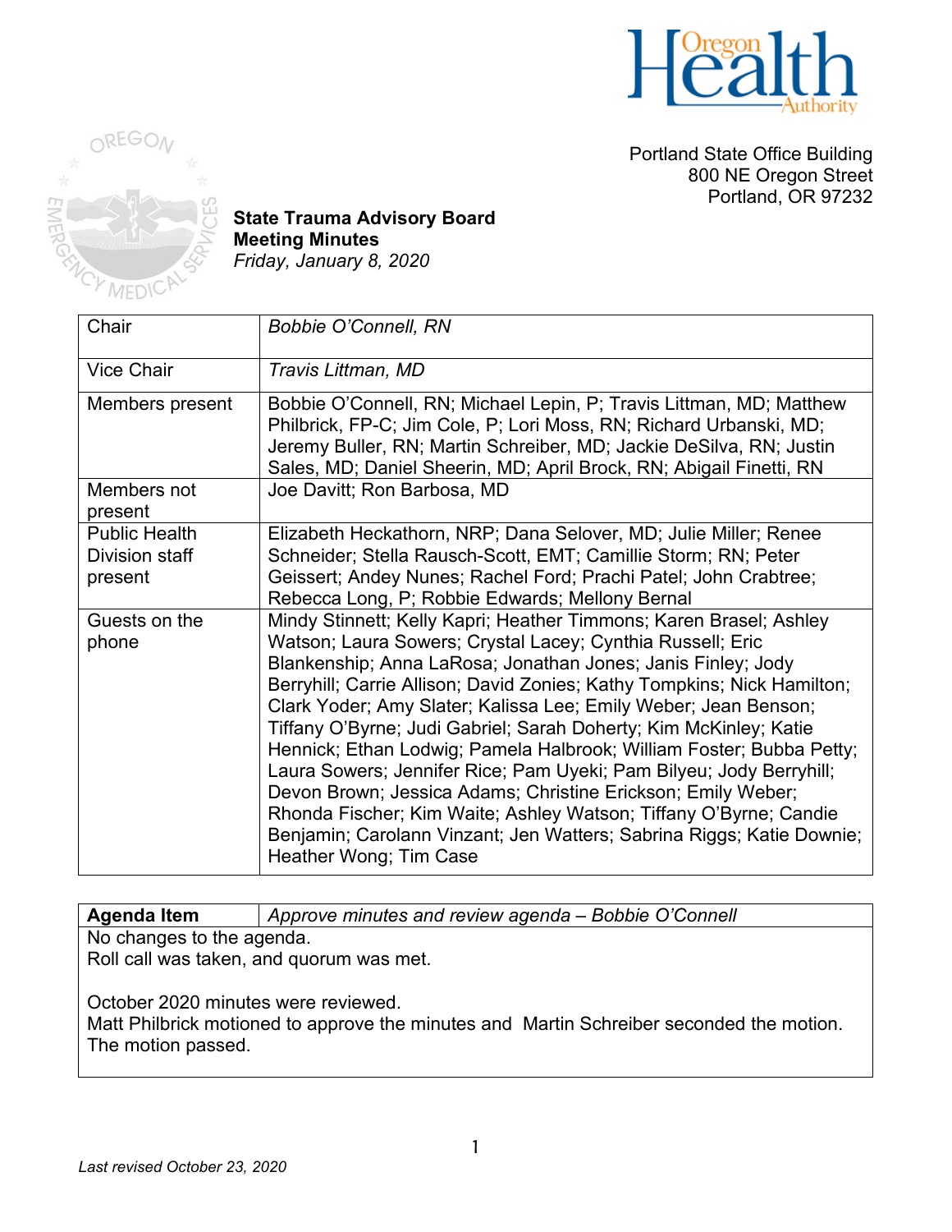Portland State Office Building
800 NE Oregon Street
Portland, OR 97232

**State Trauma Advisory Board**
**Meeting Minutes**
*Friday, January 8, 2020*

| Chair | *Bobbie O'Connell, RN* |
|---|---|
| Vice Chair | *Travis Littman, MD* |
| Members present | Bobbie O'Connell, RN; Michael Lepin, P; Travis Littman, MD; Matthew Philbrick, FP-C; Jim Cole, P; Lori Moss, RN; Richard Urbanski, MD; Jeremy Buller, RN; Martin Schreiber, MD; Jackie DeSilva, RN; Justin Sales, MD; Daniel Sheerin, MD; April Brock, RN; Abigail Finetti, RN |
| Members not present | Joe Davitt; Ron Barbosa, MD |
| Public Health Division staff present | Elizabeth Heckathorn, NRP; Dana Selover, MD; Julie Miller; Renee Schneider; Stella Rausch-Scott, EMT; Camillie Storm; RN; Peter Geissert; Andey Nunes; Rachel Ford; Prachi Patel; John Crabtree; Rebecca Long, P; Robbie Edwards; Mellony Bernal |
| Guests on the phone | Mindy Stinnett; Kelly Kapri; Heather Timmons; Karen Brasel; Ashley Watson; Laura Sowers; Crystal Lacey; Cynthia Russell; Eric Blankenship; Anna LaRosa; Jonathan Jones; Janis Finley; Jody Berryhill; Carrie Allison; David Zonies; Kathy Tompkins; Nick Hamilton; Clark Yoder; Amy Slater; Kalissa Lee; Emily Weber; Jean Benson; Tiffany O'Byrne; Judi Gabriel; Sarah Doherty; Kim McKinley; Katie Hennick; Ethan Lodwig; Pamela Halbrook; William Foster; Bubba Petty; Laura Sowers; Jennifer Rice; Pam Uyeki; Pam Bilyeu; Jody Berryhill; Devon Brown; Jessica Adams; Christine Erickson; Emily Weber; Rhonda Fischer; Kim Waite; Ashley Watson; Tiffany O'Byrne; Candie Benjamin; Carolann Vinzant; Jen Watters; Sabrina Riggs; Katie Downie; Heather Wong; Tim Case |

| **Agenda Item** | *Approve minutes and review agenda – Bobbie O'Connell* |
|---|---|

No changes to the agenda.
Roll call was taken, and quorum was met.

October 2020 minutes were reviewed.
Matt Philbrick motioned to approve the minutes and Martin Schreiber seconded the motion. The motion passed.

*Last revised October 23, 2020*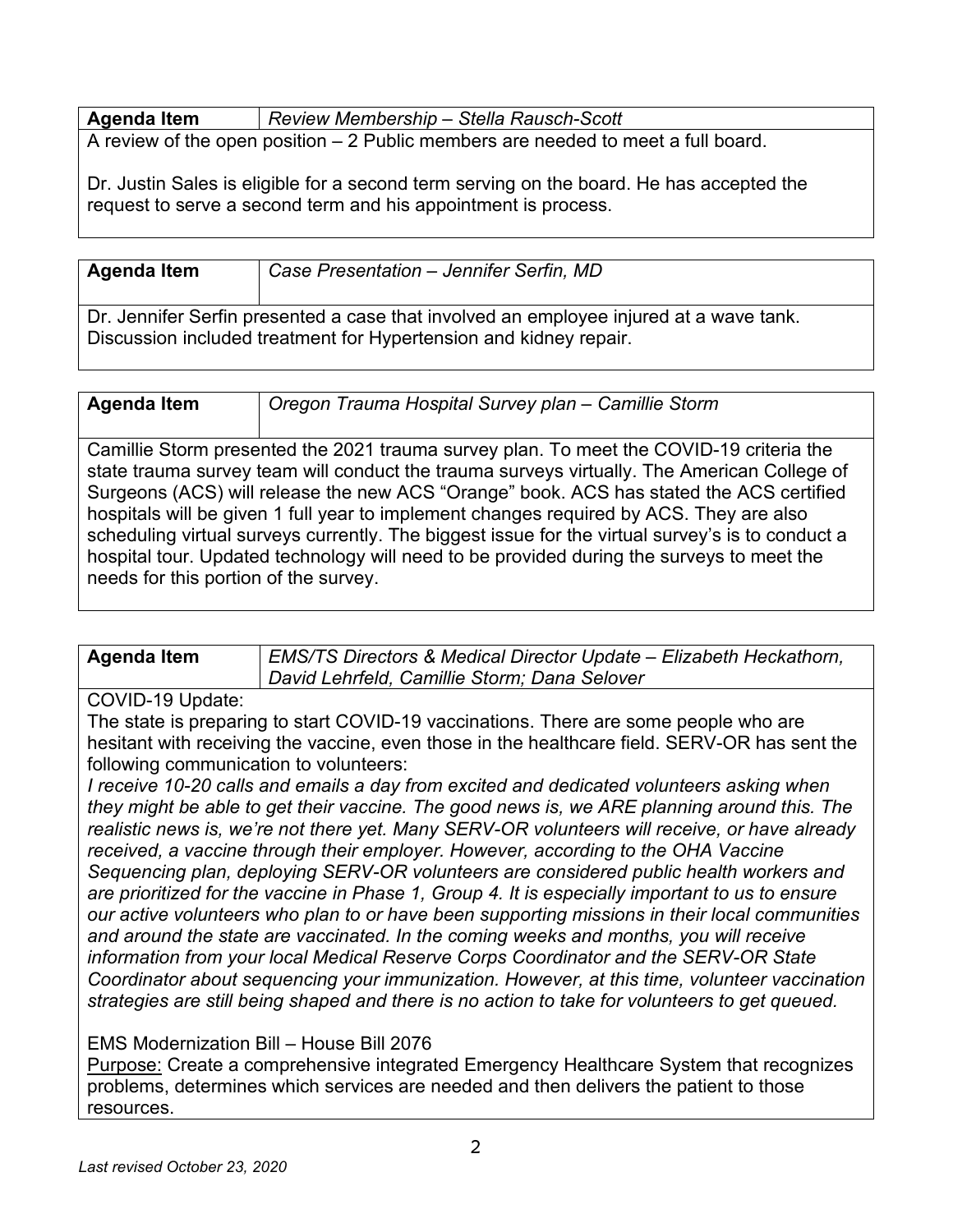| **Agenda Item** | *Review Membership – Stella Rausch-Scott* |
|---|---|

A review of the open position – 2 Public members are needed to meet a full board.

Dr. Justin Sales is eligible for a second term serving on the board. He has accepted the request to serve a second term and his appointment is process.

| **Agenda Item** | *Case Presentation – Jennifer Serfin, MD* |
|---|---|

Dr. Jennifer Serfin presented a case that involved an employee injured at a wave tank. Discussion included treatment for Hypertension and kidney repair.

| **Agenda Item** | *Oregon Trauma Hospital Survey plan – Camillie Storm* |
|---|---|

Camillie Storm presented the 2021 trauma survey plan. To meet the COVID-19 criteria the state trauma survey team will conduct the trauma surveys virtually. The American College of Surgeons (ACS) will release the new ACS "Orange" book. ACS has stated the ACS certified hospitals will be given 1 full year to implement changes required by ACS. They are also scheduling virtual surveys currently. The biggest issue for the virtual survey's is to conduct a hospital tour. Updated technology will need to be provided during the surveys to meet the needs for this portion of the survey.

| **Agenda Item** | *EMS/TS Directors & Medical Director Update – Elizabeth Heckathorn, David Lehrfeld, Camillie Storm; Dana Selover* |
|---|---|

COVID-19 Update:

The state is preparing to start COVID-19 vaccinations. There are some people who are hesitant with receiving the vaccine, even those in the healthcare field. SERV-OR has sent the following communication to volunteers:

*I receive 10-20 calls and emails a day from excited and dedicated volunteers asking when they might be able to get their vaccine. The good news is, we ARE planning around this. The realistic news is, we're not there yet. Many SERV-OR volunteers will receive, or have already received, a vaccine through their employer. However, according to the OHA Vaccine Sequencing plan, deploying SERV-OR volunteers are considered public health workers and are prioritized for the vaccine in Phase 1, Group 4. It is especially important to us to ensure our active volunteers who plan to or have been supporting missions in their local communities and around the state are vaccinated. In the coming weeks and months, you will receive information from your local Medical Reserve Corps Coordinator and the SERV-OR State Coordinator about sequencing your immunization. However, at this time, volunteer vaccination strategies are still being shaped and there is no action to take for volunteers to get queued.*

EMS Modernization Bill – House Bill 2076

<u>Purpose:</u> Create a comprehensive integrated Emergency Healthcare System that recognizes problems, determines which services are needed and then delivers the patient to those resources.

*Last revised October 23, 2020*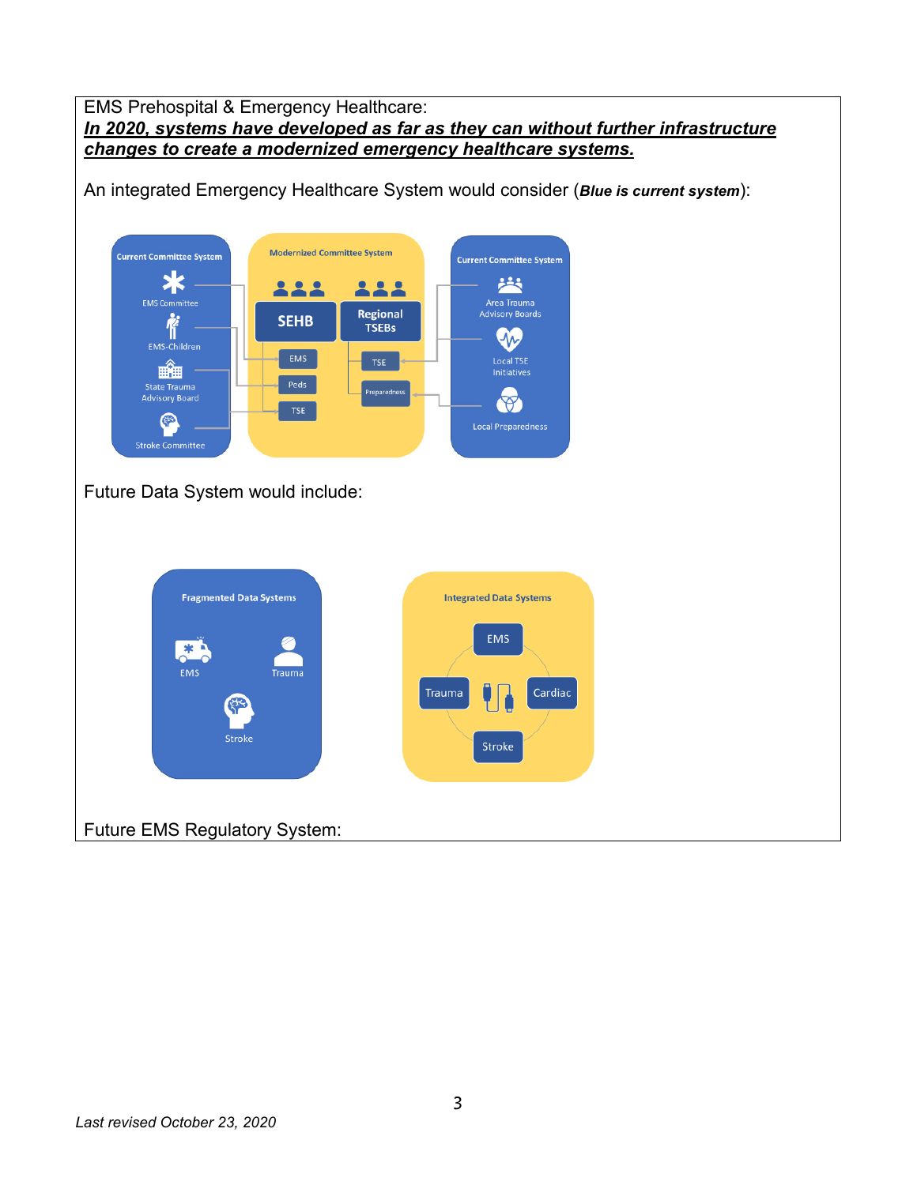EMS Prehospital & Emergency Healthcare:

***In 2020, systems have developed as far as they can without further infrastructure changes to create a modernized emergency healthcare systems.***

An integrated Emergency Healthcare System would consider (***Blue is current system***):

Current Committee System

EMS Committee

EMS-Children

State Trauma Advisory Board

Stroke Committee

Modernized Committee System

SEHB

Regional TSEBs

EMS

Peds

TSE

TSE

Preparedness

Current Committee System

Area Trauma Advisory Boards

Local TSE Initiatives

Local Preparedness

Future Data System would include:

Fragmented Data Systems

EMS

Trauma

Stroke

Integrated Data Systems

EMS

Trauma

Cardiac

Stroke

Future EMS Regulatory System:

*Last revised October 23, 2020*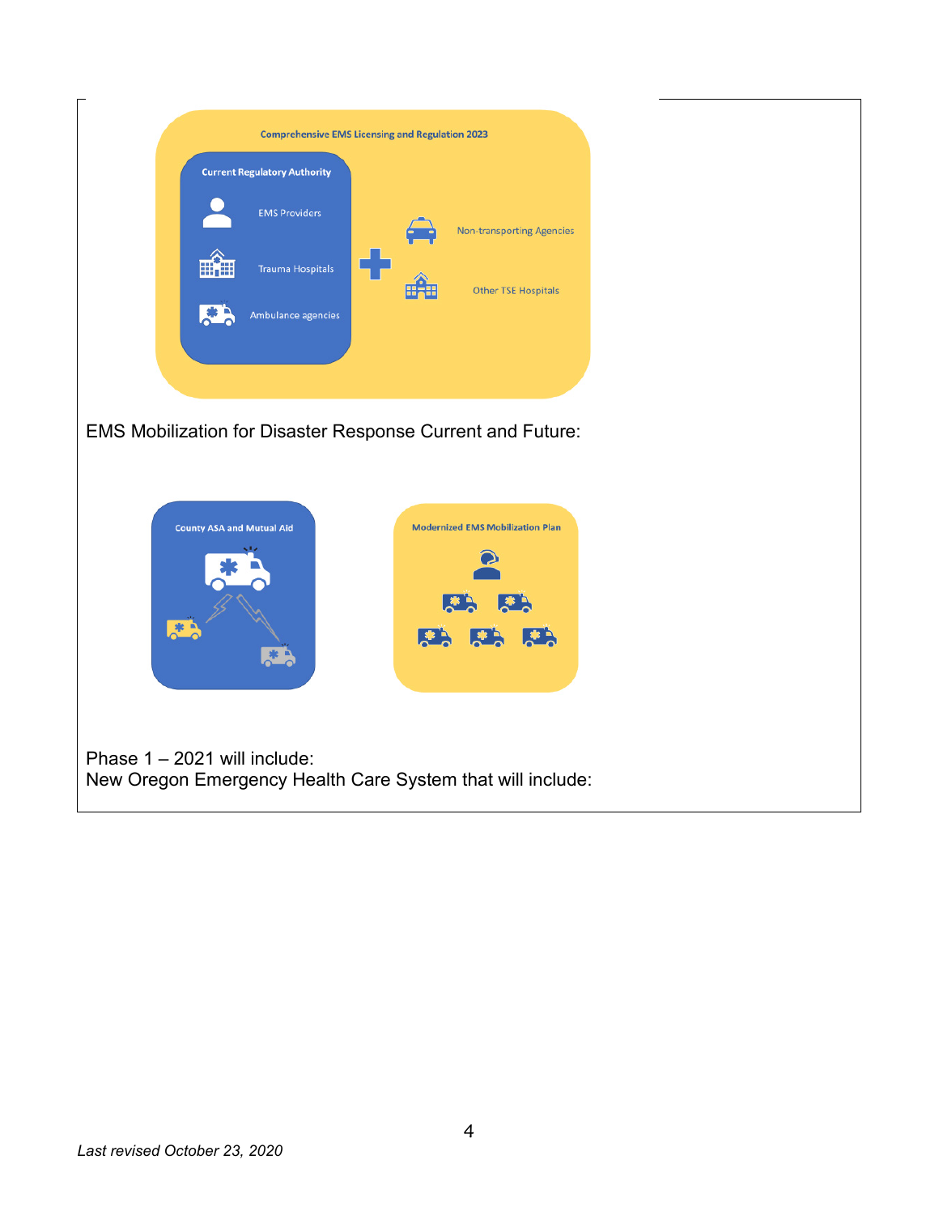Comprehensive EMS Licensing and Regulation 2023

Current Regulatory Authority

- EMS Providers
- Trauma Hospitals
- Ambulance agencies

+

- Non-transporting Agencies
- Other TSE Hospitals

EMS Mobilization for Disaster Response Current and Future:

County ASA and Mutual Aid

Modernized EMS Mobilization Plan

Phase 1 – 2021 will include:
New Oregon Emergency Health Care System that will include:

*Last revised October 23, 2020*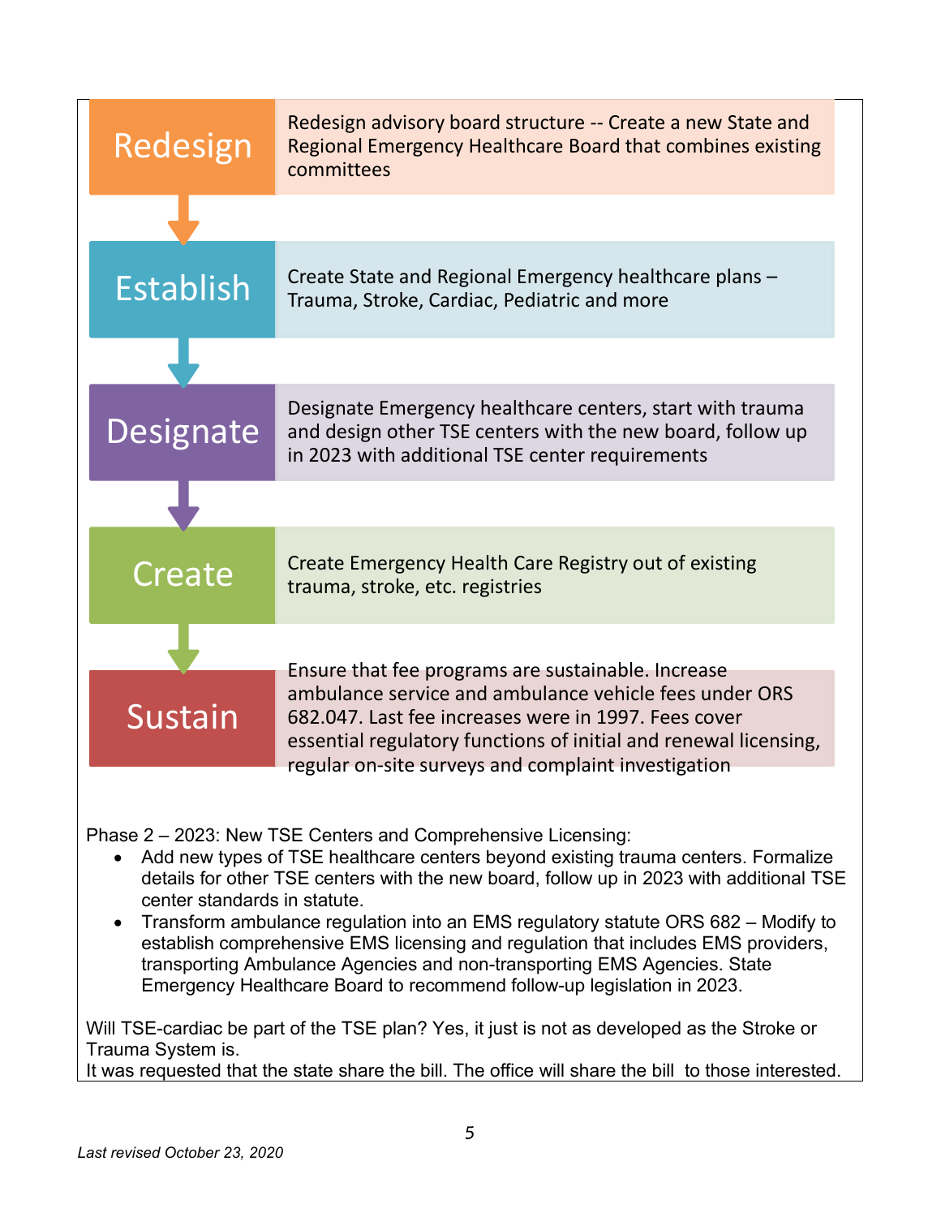**Redesign** — Redesign advisory board structure -- Create a new State and Regional Emergency Healthcare Board that combines existing committees

**Establish** — Create State and Regional Emergency healthcare plans – Trauma, Stroke, Cardiac, Pediatric and more

**Designate** — Designate Emergency healthcare centers, start with trauma and design other TSE centers with the new board, follow up in 2023 with additional TSE center requirements

**Create** — Create Emergency Health Care Registry out of existing trauma, stroke, etc. registries

**Sustain** — Ensure that fee programs are sustainable. Increase ambulance service and ambulance vehicle fees under ORS 682.047. Last fee increases were in 1997. Fees cover essential regulatory functions of initial and renewal licensing, regular on-site surveys and complaint investigation

Phase 2 – 2023: New TSE Centers and Comprehensive Licensing:

- Add new types of TSE healthcare centers beyond existing trauma centers. Formalize details for other TSE centers with the new board, follow up in 2023 with additional TSE center standards in statute.
- Transform ambulance regulation into an EMS regulatory statute ORS 682 – Modify to establish comprehensive EMS licensing and regulation that includes EMS providers, transporting Ambulance Agencies and non-transporting EMS Agencies. State Emergency Healthcare Board to recommend follow-up legislation in 2023.

Will TSE-cardiac be part of the TSE plan? Yes, it just is not as developed as the Stroke or Trauma System is.
It was requested that the state share the bill. The office will share the bill to those interested.

*Last revised October 23, 2020*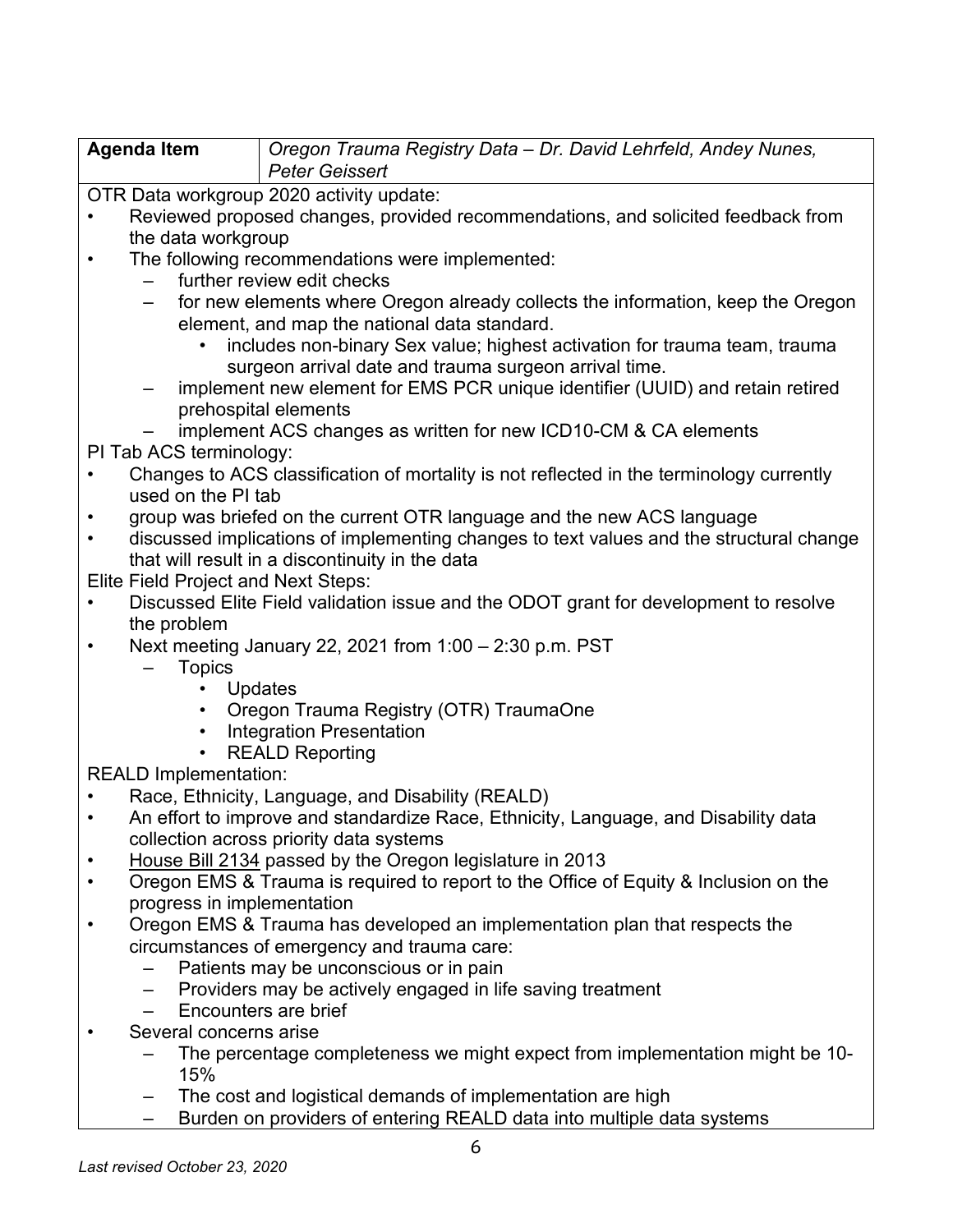| **Agenda Item** | *Oregon Trauma Registry Data – Dr. David Lehrfeld, Andey Nunes, Peter Geissert* |
|---|---|

OTR Data workgroup 2020 activity update:

- Reviewed proposed changes, provided recommendations, and solicited feedback from the data workgroup
- The following recommendations were implemented:
  - further review edit checks
  - for new elements where Oregon already collects the information, keep the Oregon element, and map the national data standard.
    - includes non-binary Sex value; highest activation for trauma team, trauma surgeon arrival date and trauma surgeon arrival time.
  - implement new element for EMS PCR unique identifier (UUID) and retain retired prehospital elements
  - implement ACS changes as written for new ICD10-CM & CA elements

PI Tab ACS terminology:

- Changes to ACS classification of mortality is not reflected in the terminology currently used on the PI tab
- group was briefed on the current OTR language and the new ACS language
- discussed implications of implementing changes to text values and the structural change that will result in a discontinuity in the data

Elite Field Project and Next Steps:

- Discussed Elite Field validation issue and the ODOT grant for development to resolve the problem
- Next meeting January 22, 2021 from 1:00 – 2:30 p.m. PST
  - Topics
    - Updates
    - Oregon Trauma Registry (OTR) TraumaOne
    - Integration Presentation
    - REALD Reporting

REALD Implementation:

- Race, Ethnicity, Language, and Disability (REALD)
- An effort to improve and standardize Race, Ethnicity, Language, and Disability data collection across priority data systems
- <u>House Bill 2134</u> passed by the Oregon legislature in 2013
- Oregon EMS & Trauma is required to report to the Office of Equity & Inclusion on the progress in implementation
- Oregon EMS & Trauma has developed an implementation plan that respects the circumstances of emergency and trauma care:
  - Patients may be unconscious or in pain
  - Providers may be actively engaged in life saving treatment
  - Encounters are brief
- Several concerns arise
  - The percentage completeness we might expect from implementation might be 10-15%
  - The cost and logistical demands of implementation are high
  - Burden on providers of entering REALD data into multiple data systems

*Last revised October 23, 2020*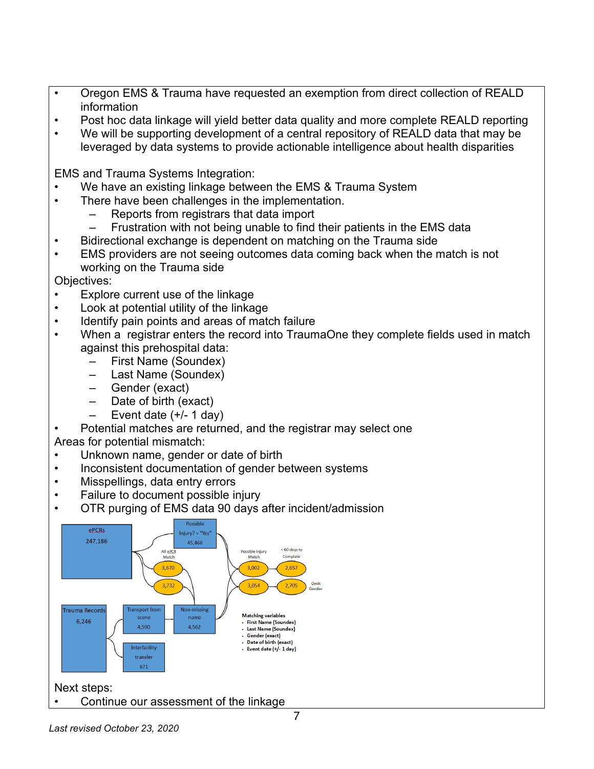- Oregon EMS & Trauma have requested an exemption from direct collection of REALD information
- Post hoc data linkage will yield better data quality and more complete REALD reporting
- We will be supporting development of a central repository of REALD data that may be leveraged by data systems to provide actionable intelligence about health disparities

EMS and Trauma Systems Integration:

- We have an existing linkage between the EMS & Trauma System
- There have been challenges in the implementation.
  - Reports from registrars that data import
  - Frustration with not being unable to find their patients in the EMS data
- Bidirectional exchange is dependent on matching on the Trauma side
- EMS providers are not seeing outcomes data coming back when the match is not working on the Trauma side

Objectives:

- Explore current use of the linkage
- Look at potential utility of the linkage
- Identify pain points and areas of match failure
- When a registrar enters the record into TraumaOne they complete fields used in match against this prehospital data:
  - First Name (Soundex)
  - Last Name (Soundex)
  - Gender (exact)
  - Date of birth (exact)
  - Event date (+/- 1 day)
- Potential matches are returned, and the registrar may select one

Areas for potential mismatch:

- Unknown name, gender or date of birth
- Inconsistent documentation of gender between systems
- Misspellings, data entry errors
- Failure to document possible injury
- OTR purging of EMS data 90 days after incident/admission

ePCRs 247,186 → Possible Injury? = "Yes" 45,466

Trauma Records 6,246 → Transport from scene 4,590; Interfacility transfer 671

Transport from scene 4,590 → Non-missing name 4,562

All ePCR Match: 3,670; 3,732

Possible Injury Match: 3,002; 3,054

< 60 days to Complete: 2,657; 2,705 (Omit Gender)

Matching variables
- First Name (Soundex)
- Last Name (Soundex)
- Gender (exact)
- Date of birth (exact)
- Event date (+/- 1 day)

Next steps:

- Continue our assessment of the linkage

*Last revised October 23, 2020*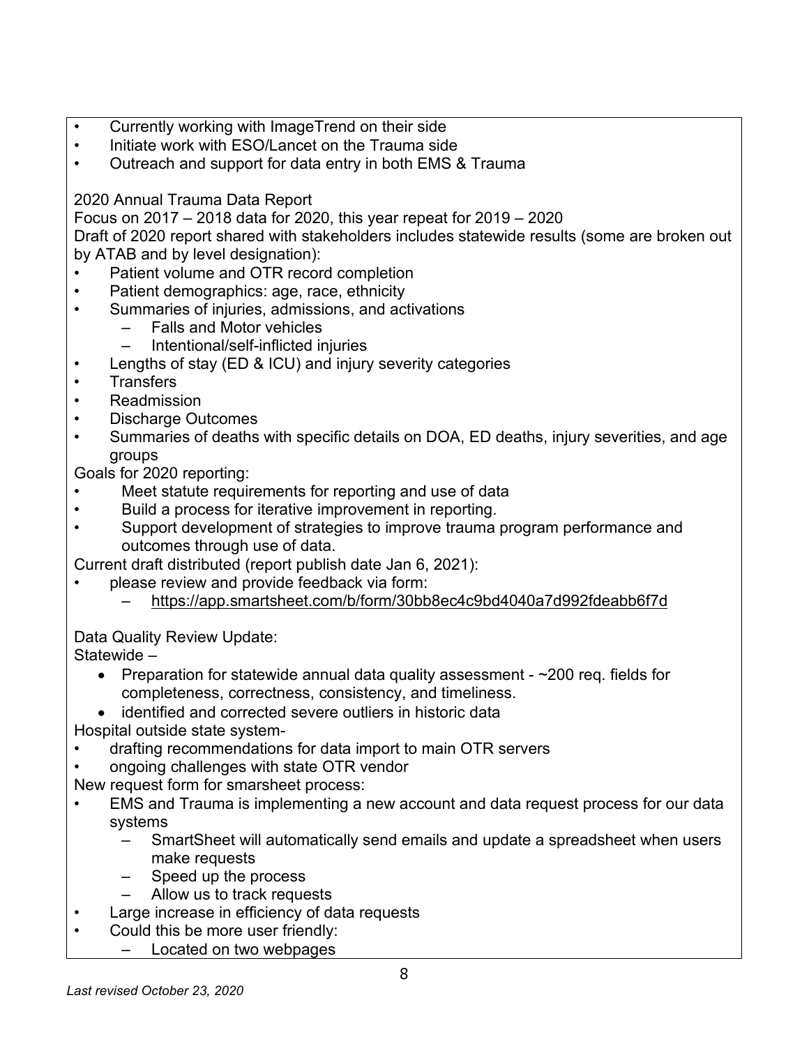- Currently working with ImageTrend on their side
- Initiate work with ESO/Lancet on the Trauma side
- Outreach and support for data entry in both EMS & Trauma

2020 Annual Trauma Data Report

Focus on 2017 – 2018 data for 2020, this year repeat for 2019 – 2020

Draft of 2020 report shared with stakeholders includes statewide results (some are broken out by ATAB and by level designation):

- Patient volume and OTR record completion
- Patient demographics: age, race, ethnicity
- Summaries of injuries, admissions, and activations
  - Falls and Motor vehicles
  - Intentional/self-inflicted injuries
- Lengths of stay (ED & ICU) and injury severity categories
- Transfers
- Readmission
- Discharge Outcomes
- Summaries of deaths with specific details on DOA, ED deaths, injury severities, and age groups

Goals for 2020 reporting:

- Meet statute requirements for reporting and use of data
- Build a process for iterative improvement in reporting.
- Support development of strategies to improve trauma program performance and outcomes through use of data.

Current draft distributed (report publish date Jan 6, 2021):

- please review and provide feedback via form:
  - https://app.smartsheet.com/b/form/30bb8ec4c9bd4040a7d992fdeabb6f7d

Data Quality Review Update:

Statewide –

- Preparation for statewide annual data quality assessment - ~200 req. fields for completeness, correctness, consistency, and timeliness.
- identified and corrected severe outliers in historic data

Hospital outside state system-

- drafting recommendations for data import to main OTR servers
- ongoing challenges with state OTR vendor

New request form for smarsheet process:

- EMS and Trauma is implementing a new account and data request process for our data systems
  - SmartSheet will automatically send emails and update a spreadsheet when users make requests
  - Speed up the process
  - Allow us to track requests
- Large increase in efficiency of data requests
- Could this be more user friendly:
  - Located on two webpages

*Last revised October 23, 2020*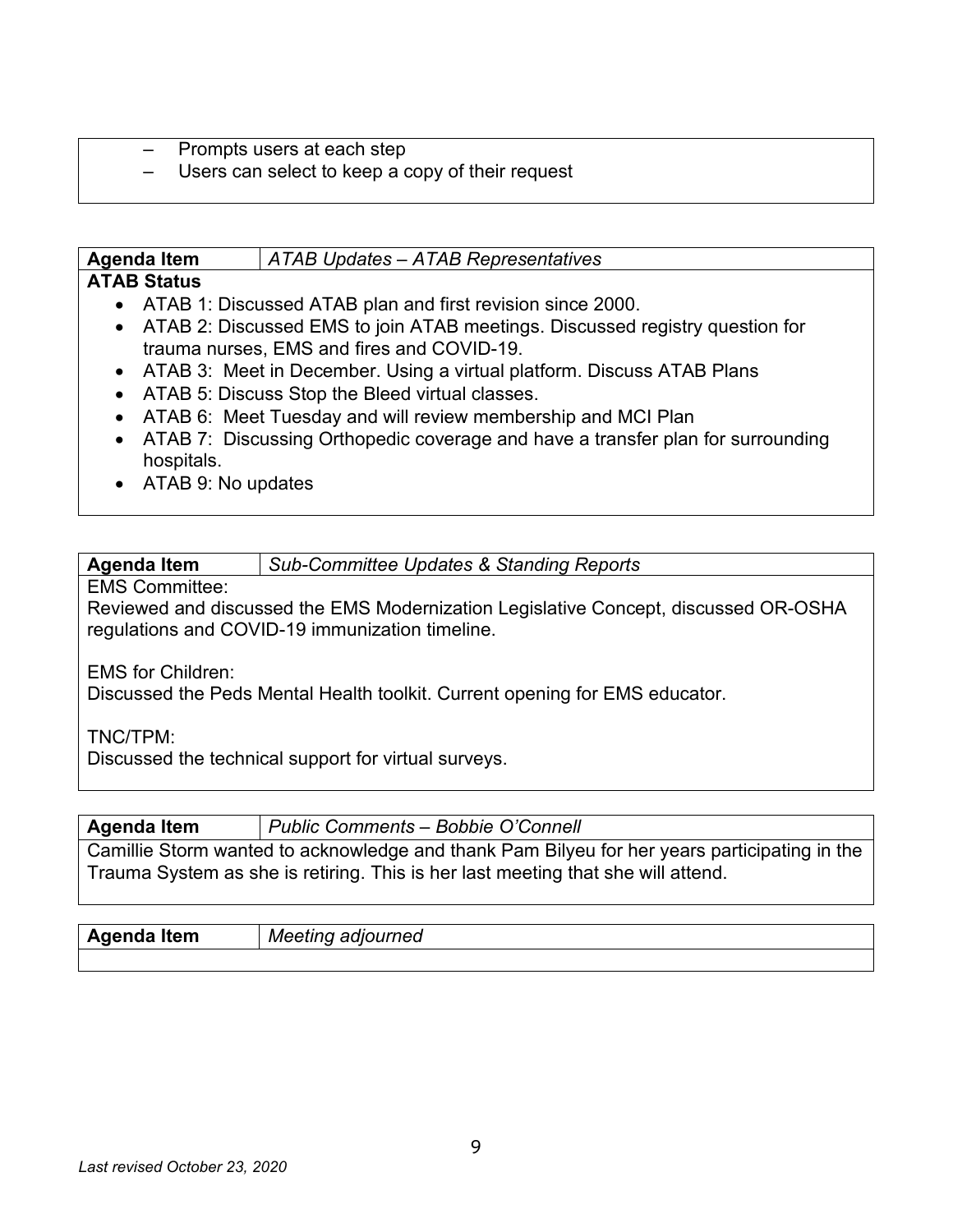– Prompts users at each step
– Users can select to keep a copy of their request

| **Agenda Item** | *ATAB Updates – ATAB Representatives* |
|---|---|

**ATAB Status**

- ATAB 1: Discussed ATAB plan and first revision since 2000.
- ATAB 2: Discussed EMS to join ATAB meetings. Discussed registry question for trauma nurses, EMS and fires and COVID-19.
- ATAB 3: Meet in December. Using a virtual platform. Discuss ATAB Plans
- ATAB 5: Discuss Stop the Bleed virtual classes.
- ATAB 6: Meet Tuesday and will review membership and MCI Plan
- ATAB 7: Discussing Orthopedic coverage and have a transfer plan for surrounding hospitals.
- ATAB 9: No updates

| **Agenda Item** | *Sub-Committee Updates & Standing Reports* |
|---|---|

EMS Committee:
Reviewed and discussed the EMS Modernization Legislative Concept, discussed OR-OSHA regulations and COVID-19 immunization timeline.

EMS for Children:
Discussed the Peds Mental Health toolkit. Current opening for EMS educator.

TNC/TPM:
Discussed the technical support for virtual surveys.

| **Agenda Item** | *Public Comments – Bobbie O'Connell* |
|---|---|

Camillie Storm wanted to acknowledge and thank Pam Bilyeu for her years participating in the Trauma System as she is retiring. This is her last meeting that she will attend.

| **Agenda Item** | *Meeting adjourned* |
|---|---|

*Last revised October 23, 2020*